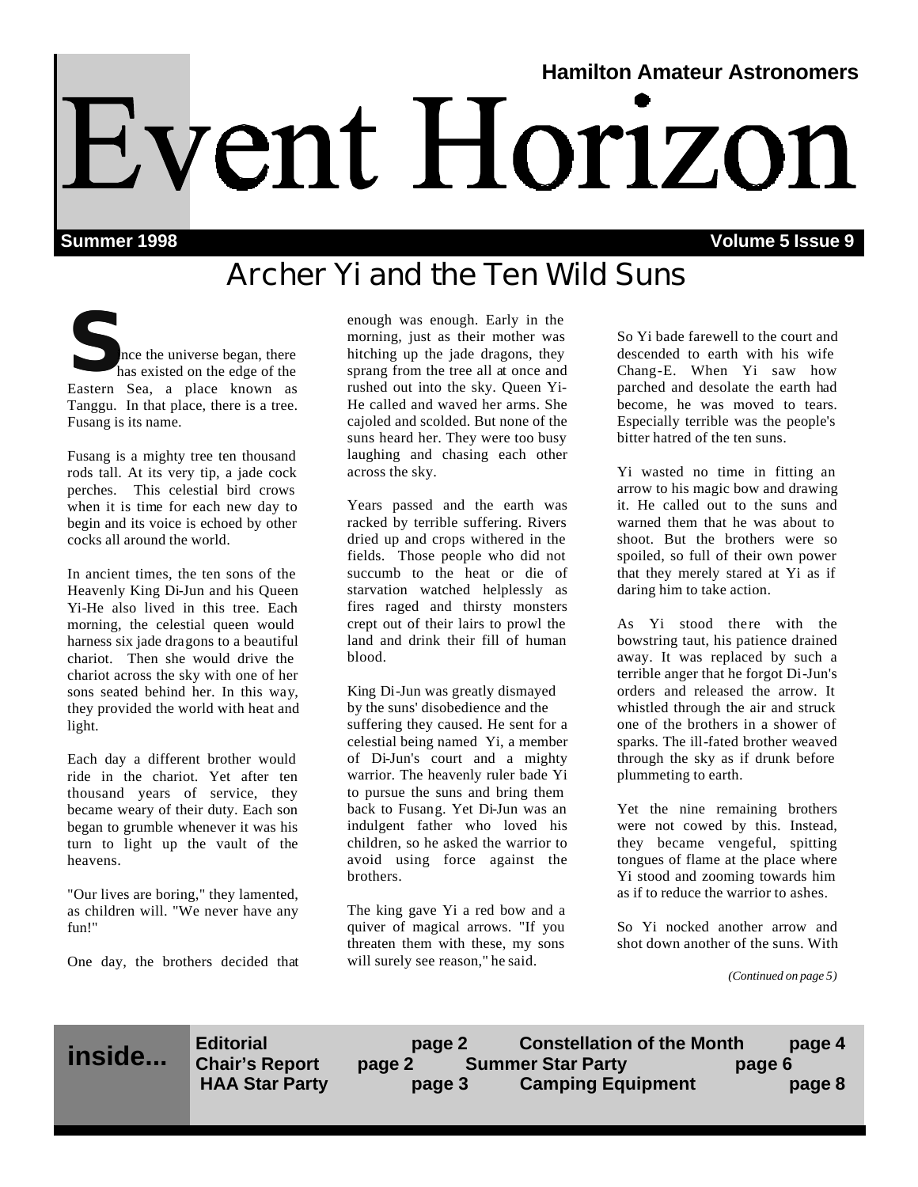Hamilton Amateur Astronomers

# Event Horizon

**Summer 1998** **Volume 5 Issue 9**

## Archer Yi and the Ten Wild Suns

Since the universe began, there has existed on the edge of the Eastern Sea, a place known as Tanggu. In that place, there is a tree. Fusang is its name.

Fusang is a mighty tree ten thousand rods tall. At its very tip, a jade cock perches. This celestial bird crows when it is time for each new day to begin and its voice is echoed by other cocks all around the world.

In ancient times, the ten sons of the Heavenly King Di-Jun and his Queen Yi-He also lived in this tree. Each morning, the celestial queen would harness six jade dragons to a beautiful chariot. Then she would drive the chariot across the sky with one of her sons seated behind her. In this way, they provided the world with heat and light.

Each day a different brother would ride in the chariot. Yet after ten thousand years of service, they became weary of their duty. Each son began to grumble whenever it was his turn to light up the vault of the heavens.

"Our lives are boring," they lamented, as children will. "We never have any fun!"

One day, the brothers decided that enough was enough. Early in the morning, just as their mother was hitching up the jade dragons, they sprang from the tree all at once and rushed out into the sky. Queen Yi-He called and waved her arms. She cajoled and scolded. But none of the suns heard her. They were too busy laughing and chasing each other across the sky.

Years passed and the earth was racked by terrible suffering. Rivers dried up and crops withered in the fields. Those people who did not succumb to the heat or die of starvation watched helplessly as fires raged and thirsty monsters crept out of their lairs to prowl the land and drink their fill of human blood.

King Di-Jun was greatly dismayed by the suns' disobedience and the suffering they caused. He sent for a celestial being named Yi, a member of Di-Jun's court and a mighty warrior. The heavenly ruler bade Yi to pursue the suns and bring them back to Fusang. Yet Di-Jun was an indulgent father who loved his children, so he asked the warrior to avoid using force against the brothers.

The king gave Yi a red bow and a quiver of magical arrows. "If you threaten them with these, my sons will surely see reason," he said.

So Yi bade farewell to the court and descended to earth with his wife Chang-E. When Yi saw how parched and desolate the earth had become, he was moved to tears. Especially terrible was the people's bitter hatred of the ten suns.

Yi wasted no time in fitting an arrow to his magic bow and drawing it. He called out to the suns and warned them that he was about to shoot. But the brothers were so spoiled, so full of their own power that they merely stared at Yi as if daring him to take action.

As Yi stood there with the bowstring taut, his patience drained away. It was replaced by such a terrible anger that he forgot Di-Jun's orders and released the arrow. It whistled through the air and struck one of the brothers in a shower of sparks. The ill-fated brother weaved through the sky as if drunk before plummeting to earth.

Yet the nine remaining brothers were not cowed by this. Instead, they became vengeful, spitting tongues of flame at the place where Yi stood and zooming towards him as if to reduce the warrior to ashes.

So Yi nocked another arrow and shot down another of the suns. With

*(Continued on page 5)*

**inside...**

| | |
|---|---|
| **Editorial** | **page 2** |
| **Chair's Report** | **page 2** |
| **HAA Star Party** | **page 3** |
| **Constellation of the Month** | **page 4** |
| **Summer Star Party** | **page 6** |
| **Camping Equipment** | **page 8** |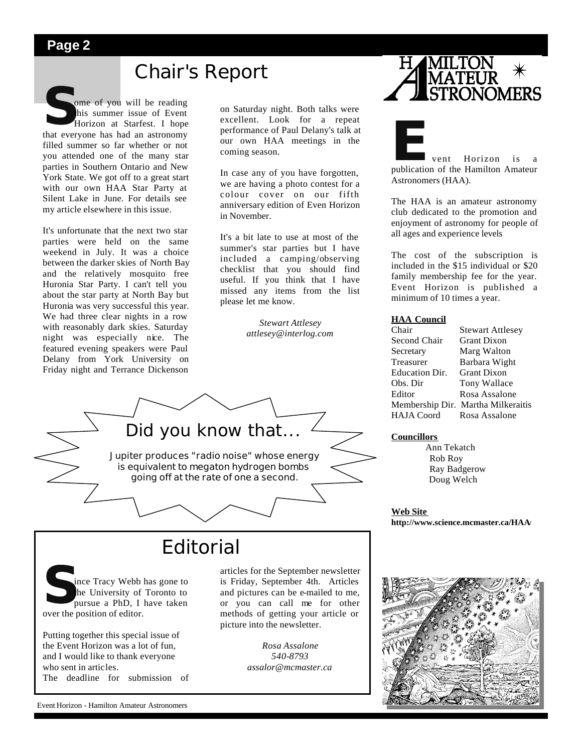## Chair's Report

Some of you will be reading this summer issue of Event Horizon at Starfest. I hope that everyone has had an astronomy filled summer so far whether or not you attended one of the many star parties in Southern Ontario and New York State. We got off to a great start with our own HAA Star Party at Silent Lake in June. For details see my article elsewhere in this issue.

It's unfortunate that the next two star parties were held on the same weekend in July. It was a choice between the darker skies of North Bay and the relatively mosquito free Huronia Star Party. I can't tell you about the star party at North Bay but Huronia was very successful this year. We had three clear nights in a row with reasonably dark skies. Saturday night was especially nice. The featured evening speakers were Paul Delany from York University on Friday night and Terrance Dickenson on Saturday night. Both talks were excellent. Look for a repeat performance of Paul Delany's talk at our own HAA meetings in the coming season.

In case any of you have forgotten, we are having a photo contest for a colour cover on our fifth anniversary edition of Even Horizon in November.

It's a bit late to use at most of the summer's star parties but I have included a camping/observing checklist that you should find useful. If you think that I have missed any items from the list please let me know.

*Stewart Attlesey*
*attlesey@interlog.com*

### Did you know that...

Jupiter produces "radio noise" whose energy is equivalent to megaton hydrogen bombs going off at the rate of one a second.

## Editorial

Since Tracy Webb has gone to the University of Toronto to pursue a PhD, I have taken over the position of editor.

Putting together this special issue of the Event Horizon was a lot of fun, and I would like to thank everyone who sent in articles.

The deadline for submission of articles for the September newsletter is Friday, September 4th. Articles and pictures can be e-mailed to me, or you can call me for other methods of getting your article or picture into the newsletter.

*Rosa Assalone*
*540-8793*
*assalor@mcmaster.ca*

---

**HAMILTON AMATEUR ASTRONOMERS**

Event Horizon is a publication of the Hamilton Amateur Astronomers (HAA).

The HAA is an amateur astronomy club dedicated to the promotion and enjoyment of astronomy for people of all ages and experience levels

The cost of the subscription is included in the $15 individual or $20 family membership fee for the year. Event Horizon is published a minimum of 10 times a year.

**HAA Council**

| Position | Name |
|---|---|
| Chair | Stewart Attlesey |
| Second Chair | Grant Dixon |
| Secretary | Marg Walton |
| Treasurer | Barbara Wight |
| Education Dir. | Grant Dixon |
| Obs. Dir | Tony Wallace |
| Editor | Rosa Assalone |
| Membership Dir. | Martha Milkeraitis |
| HAJA Coord | Rosa Assalone |

**Councillors**

Ann Tekatch
Rob Roy
Ray Badgerow
Doug Welch

**Web Site**
**http://www.science.mcmaster.ca/HAA/**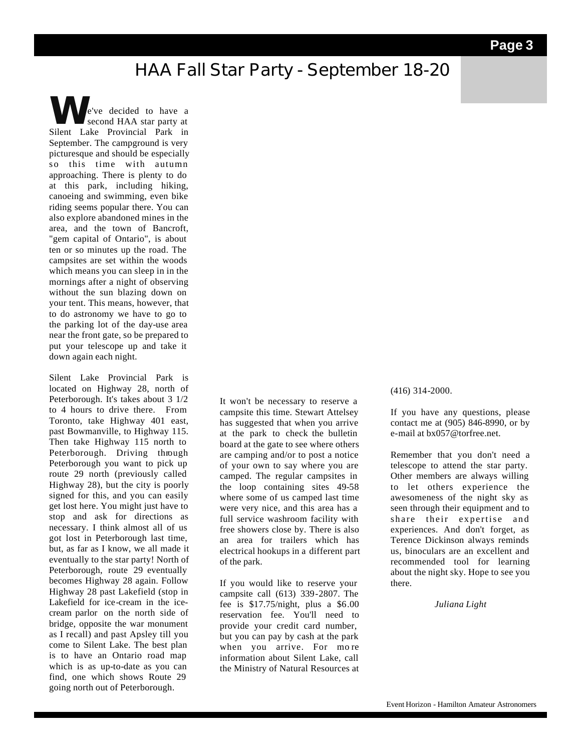# HAA Fall Star Party - September 18-20

We've decided to have a second HAA star party at Silent Lake Provincial Park in September. The campground is very picturesque and should be especially so this time with autumn approaching. There is plenty to do at this park, including hiking, canoeing and swimming, even bike riding seems popular there. You can also explore abandoned mines in the area, and the town of Bancroft, "gem capital of Ontario", is about ten or so minutes up the road. The campsites are set within the woods which means you can sleep in in the mornings after a night of observing without the sun blazing down on your tent. This means, however, that to do astronomy we have to go to the parking lot of the day-use area near the front gate, so be prepared to put your telescope up and take it down again each night.

Silent Lake Provincial Park is located on Highway 28, north of Peterborough. It's takes about 3 1/2 to 4 hours to drive there. From Toronto, take Highway 401 east, past Bowmanville, to Highway 115. Then take Highway 115 north to Peterborough. Driving through Peterborough you want to pick up route 29 north (previously called Highway 28), but the city is poorly signed for this, and you can easily get lost here. You might just have to stop and ask for directions as necessary. I think almost all of us got lost in Peterborough last time, but, as far as I know, we all made it eventually to the star party! North of Peterborough, route 29 eventually becomes Highway 28 again. Follow Highway 28 past Lakefield (stop in Lakefield for ice-cream in the ice-cream parlor on the north side of bridge, opposite the war monument as I recall) and past Apsley till you come to Silent Lake. The best plan is to have an Ontario road map which is as up-to-date as you can find, one which shows Route 29 going north out of Peterborough.

It won't be necessary to reserve a campsite this time. Stewart Attelsey has suggested that when you arrive at the park to check the bulletin board at the gate to see where others are camping and/or to post a notice of your own to say where you are camped. The regular campsites in the loop containing sites 49-58 where some of us camped last time were very nice, and this area has a full service washroom facility with free showers close by. There is also an area for trailers which has electrical hookups in a different part of the park.

If you would like to reserve your campsite call (613) 339-2807. The fee is $17.75/night, plus a $6.00 reservation fee. You'll need to provide your credit card number, but you can pay by cash at the park when you arrive. For more information about Silent Lake, call the Ministry of Natural Resources at (416) 314-2000.

If you have any questions, please contact me at (905) 846-8990, or by e-mail at bx057@torfree.net.

Remember that you don't need a telescope to attend the star party. Other members are always willing to let others experience the awesomeness of the night sky as seen through their equipment and to share their expertise and experiences. And don't forget, as Terence Dickinson always reminds us, binoculars are an excellent and recommended tool for learning about the night sky. Hope to see you there.

*Juliana Light*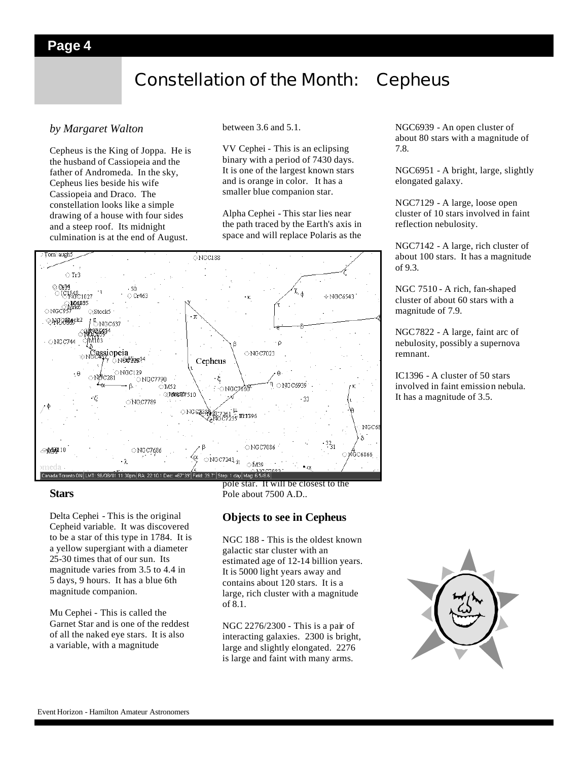# Constellation of the Month: Cepheus

*by Margaret Walton*

Cepheus is the King of Joppa. He is the husband of Cassiopeia and the father of Andromeda. In the sky, Cepheus lies beside his wife Cassiopeia and Draco. The constellation looks like a simple drawing of a house with four sides and a steep roof. Its midnight culmination is at the end of August.

### Stars

Delta Cephei - This is the original Cepheid variable. It was discovered to be a star of this type in 1784. It is a yellow supergiant with a diameter 25-30 times that of our sun. Its magnitude varies from 3.5 to 4.4 in 5 days, 9 hours. It has a blue 6th magnitude companion.

Mu Cephei - This is called the Garnet Star and is one of the reddest of all the naked eye stars. It is also a variable, with a magnitude between 3.6 and 5.1.

VV Cephei - This is an eclipsing binary with a period of 7430 days. It is one of the largest known stars and is orange in color. It has a smaller blue companion star.

Alpha Cephei - This star lies near the path traced by the Earth's axis in space and will replace Polaris as the pole star. It will be closest to the Pole about 7500 A.D..

### Objects to see in Cepheus

NGC 188 - This is the oldest known galactic star cluster with an estimated age of 12-14 billion years. It is 5000 light years away and contains about 120 stars. It is a large, rich cluster with a magnitude of 8.1.

NGC 2276/2300 - This is a pair of interacting galaxies. 2300 is bright, large and slightly elongated. 2276 is large and faint with many arms.

NGC6939 - An open cluster of about 80 stars with a magnitude of 7.8.

NGC6951 - A bright, large, slightly elongated galaxy.

NGC7129 - A large, loose open cluster of 10 stars involved in faint reflection nebulosity.

NGC7142 - A large, rich cluster of about 100 stars. It has a magnitude of 9.3.

NGC 7510 - A rich, fan-shaped cluster of about 60 stars with a magnitude of 7.9.

NGC7822 - A large, faint arc of nebulosity, possibly a supernova remnant.

IC1396 - A cluster of 50 stars involved in faint emission nebula. It has a magnitude of 3.5.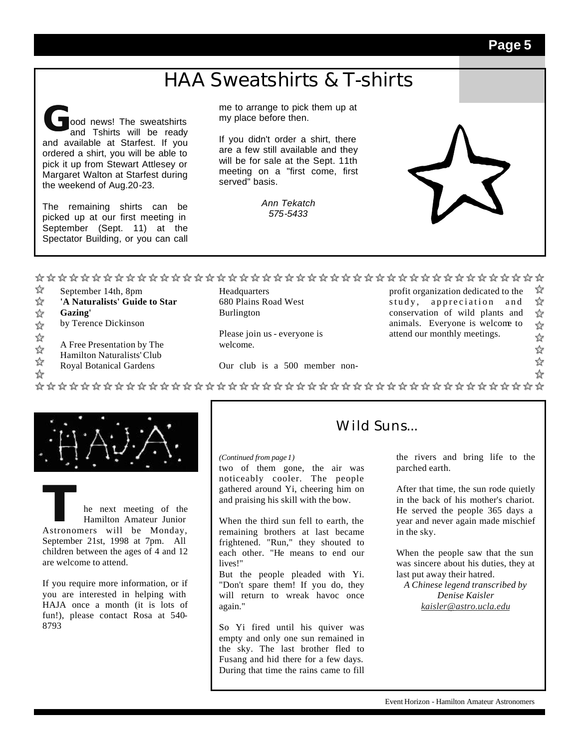# HAA Sweatshirts & T-shirts

Good news! The sweatshirts and Tshirts will be ready and available at Starfest. If you ordered a shirt, you will be able to pick it up from Stewart Attlesey or Margaret Walton at Starfest during the weekend of Aug.20-23.

The remaining shirts can be picked up at our first meeting in September (Sept. 11) at the Spectator Building, or you can call me to arrange to pick them up at my place before then.

If you didn't order a shirt, there are a few still available and they will be for sale at the Sept. 11th meeting on a "first come, first served" basis.

*Ann Tekatch*
*575-5433*

---

September 14th, 8pm
**'A Naturalists' Guide to Star Gazing'**
by Terence Dickinson

A Free Presentation by The Hamilton Naturalists' Club
Royal Botanical Gardens
Headquarters
680 Plains Road West
Burlington

Please join us - everyone is welcome.

Our club is a 500 member non-profit organization dedicated to the study, appreciation and conservation of wild plants and animals. Everyone is welcome to attend our monthly meetings.

---

HAJA

The next meeting of the Hamilton Amateur Junior Astronomers will be Monday, September 21st, 1998 at 7pm. All children between the ages of 4 and 12 are welcome to attend.

If you require more information, or if you are interested in helping with HAJA once a month (it is lots of fun!), please contact Rosa at 540-8793

## Wild Suns...

*(Continued from page 1)*

two of them gone, the air was noticeably cooler. The people gathered around Yi, cheering him on and praising his skill with the bow.

When the third sun fell to earth, the remaining brothers at last became frightened. "Run," they shouted to each other. "He means to end our lives!"

But the people pleaded with Yi. "Don't spare them! If you do, they will return to wreak havoc once again."

So Yi fired until his quiver was empty and only one sun remained in the sky. The last brother fled to Fusang and hid there for a few days. During that time the rains came to fill the rivers and bring life to the parched earth.

After that time, the sun rode quietly in the back of his mother's chariot. He served the people 365 days a year and never again made mischief in the sky.

When the people saw that the sun was sincere about his duties, they at last put away their hatred.

*A Chinese legend transcribed by Denise Kaisler*
*kaisler@astro.ucla.edu*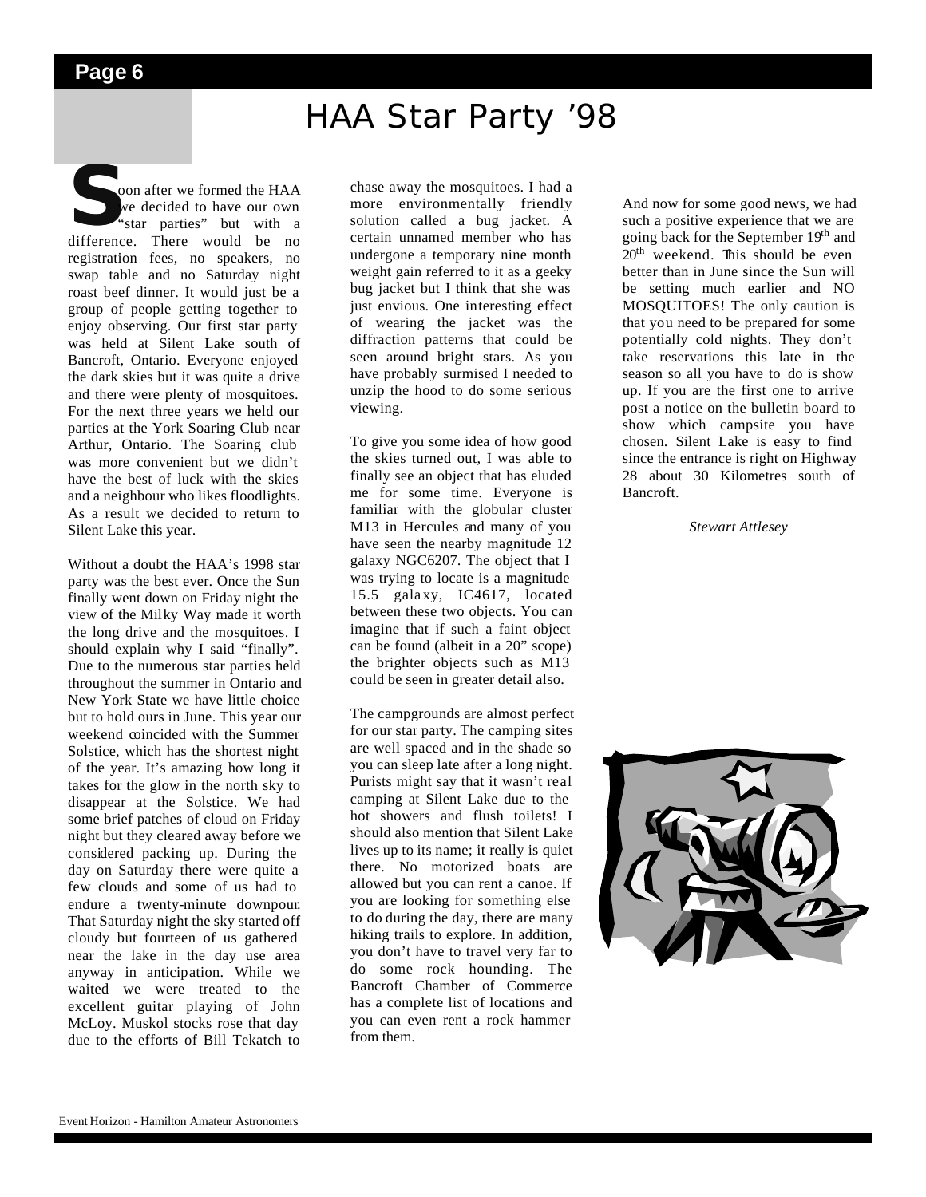# HAA Star Party '98

Soon after we formed the HAA we decided to have our own "star parties" but with a difference. There would be no registration fees, no speakers, no swap table and no Saturday night roast beef dinner. It would just be a group of people getting together to enjoy observing. Our first star party was held at Silent Lake south of Bancroft, Ontario. Everyone enjoyed the dark skies but it was quite a drive and there were plenty of mosquitoes. For the next three years we held our parties at the York Soaring Club near Arthur, Ontario. The Soaring club was more convenient but we didn't have the best of luck with the skies and a neighbour who likes floodlights. As a result we decided to return to Silent Lake this year.

Without a doubt the HAA's 1998 star party was the best ever. Once the Sun finally went down on Friday night the view of the Milky Way made it worth the long drive and the mosquitoes. I should explain why I said "finally". Due to the numerous star parties held throughout the summer in Ontario and New York State we have little choice but to hold ours in June. This year our weekend coincided with the Summer Solstice, which has the shortest night of the year. It's amazing how long it takes for the glow in the north sky to disappear at the Solstice. We had some brief patches of cloud on Friday night but they cleared away before we considered packing up. During the day on Saturday there were quite a few clouds and some of us had to endure a twenty-minute downpour. That Saturday night the sky started off cloudy but fourteen of us gathered near the lake in the day use area anyway in anticipation. While we waited we were treated to the excellent guitar playing of John McLoy. Muskol stocks rose that day due to the efforts of Bill Tekatch to chase away the mosquitoes. I had a more environmentally friendly solution called a bug jacket. A certain unnamed member who has undergone a temporary nine month weight gain referred to it as a geeky bug jacket but I think that she was just envious. One interesting effect of wearing the jacket was the diffraction patterns that could be seen around bright stars. As you have probably surmised I needed to unzip the hood to do some serious viewing.

To give you some idea of how good the skies turned out, I was able to finally see an object that has eluded me for some time. Everyone is familiar with the globular cluster M13 in Hercules and many of you have seen the nearby magnitude 12 galaxy NGC6207. The object that I was trying to locate is a magnitude 15.5 galaxy, IC4617, located between these two objects. You can imagine that if such a faint object can be found (albeit in a 20" scope) the brighter objects such as M13 could be seen in greater detail also.

The campgrounds are almost perfect for our star party. The camping sites are well spaced and in the shade so you can sleep late after a long night. Purists might say that it wasn't real camping at Silent Lake due to the hot showers and flush toilets! I should also mention that Silent Lake lives up to its name; it really is quiet there. No motorized boats are allowed but you can rent a canoe. If you are looking for something else to do during the day, there are many hiking trails to explore. In addition, you don't have to travel very far to do some rock hounding. The Bancroft Chamber of Commerce has a complete list of locations and you can even rent a rock hammer from them.

And now for some good news, we had such a positive experience that we are going back for the September 19th and 20th weekend. This should be even better than in June since the Sun will be setting much earlier and NO MOSQUITOES! The only caution is that you need to be prepared for some potentially cold nights. They don't take reservations this late in the season so all you have to do is show up. If you are the first one to arrive post a notice on the bulletin board to show which campsite you have chosen. Silent Lake is easy to find since the entrance is right on Highway 28 about 30 Kilometres south of Bancroft.

*Stewart Attlesey*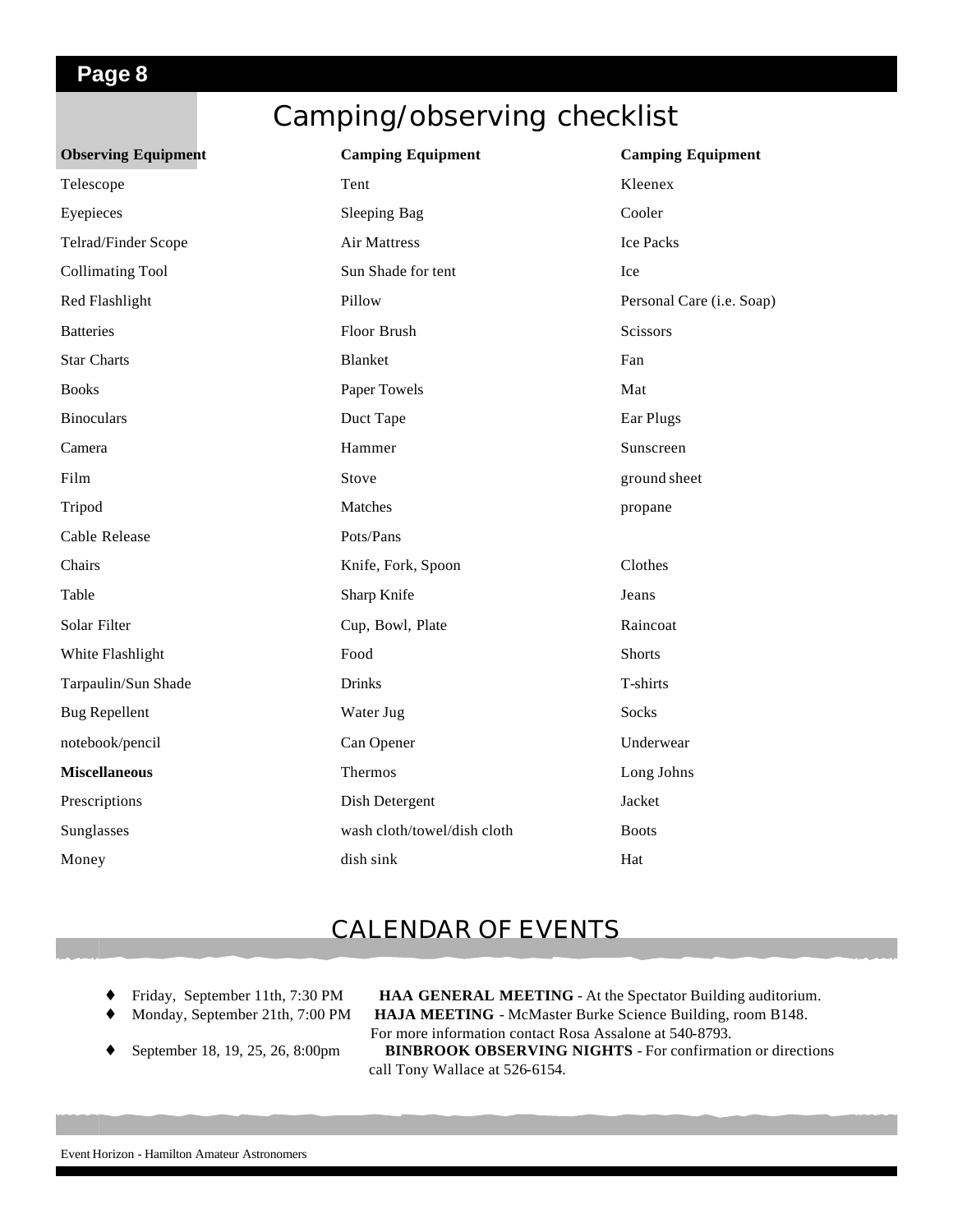# Camping/observing checklist

| Observing Equipment | Camping Equipment | Camping Equipment |
|---|---|---|
| Telescope | Tent | Kleenex |
| Eyepieces | Sleeping Bag | Cooler |
| Telrad/Finder Scope | Air Mattress | Ice Packs |
| Collimating Tool | Sun Shade for tent | Ice |
| Red Flashlight | Pillow | Personal Care (i.e. Soap) |
| Batteries | Floor Brush | Scissors |
| Star Charts | Blanket | Fan |
| Books | Paper Towels | Mat |
| Binoculars | Duct Tape | Ear Plugs |
| Camera | Hammer | Sunscreen |
| Film | Stove | ground sheet |
| Tripod | Matches | propane |
| Cable Release | Pots/Pans | |
| Chairs | Knife, Fork, Spoon | Clothes |
| Table | Sharp Knife | Jeans |
| Solar Filter | Cup, Bowl, Plate | Raincoat |
| White Flashlight | Food | Shorts |
| Tarpaulin/Sun Shade | Drinks | T-shirts |
| Bug Repellent | Water Jug | Socks |
| notebook/pencil | Can Opener | Underwear |
| **Miscellaneous** | Thermos | Long Johns |
| Prescriptions | Dish Detergent | Jacket |
| Sunglasses | wash cloth/towel/dish cloth | Boots |
| Money | dish sink | Hat |

## CALENDAR OF EVENTS

- Friday, September 11th, 7:30 PM **HAA GENERAL MEETING** - At the Spectator Building auditorium.
- Monday, September 21th, 7:00 PM **HAJA MEETING** - McMaster Burke Science Building, room B148. For more information contact Rosa Assalone at 540-8793.
- September 18, 19, 25, 26, 8:00pm **BINBROOK OBSERVING NIGHTS** - For confirmation or directions call Tony Wallace at 526-6154.